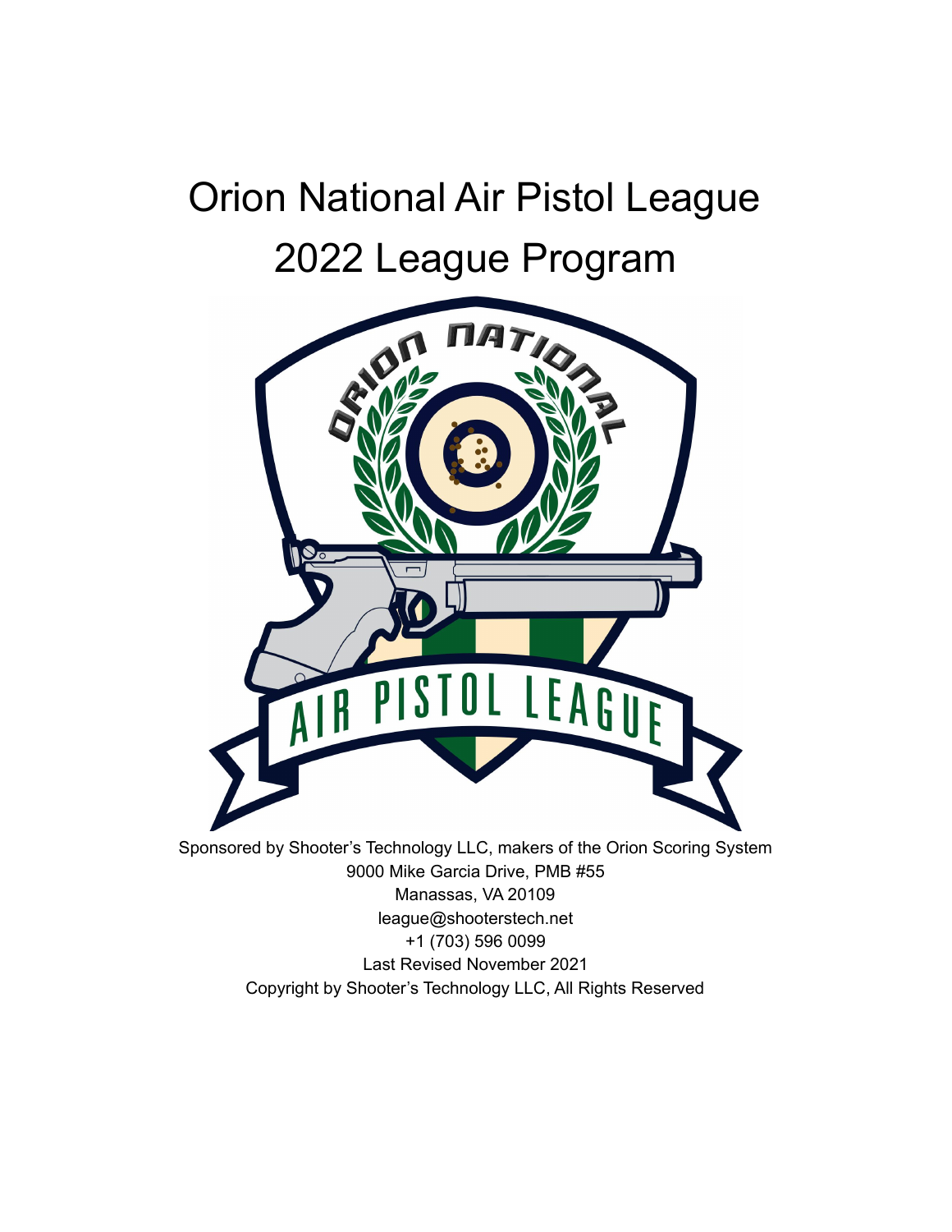# Orion National Air Pistol League
# 2022 League Program

Sponsored by Shooter's Technology LLC, makers of the Orion Scoring System
9000 Mike Garcia Drive, PMB #55
Manassas, VA 20109
league@shooterstech.net
+1 (703) 596 0099
Last Revised November 2021
Copyright by Shooter's Technology LLC, All Rights Reserved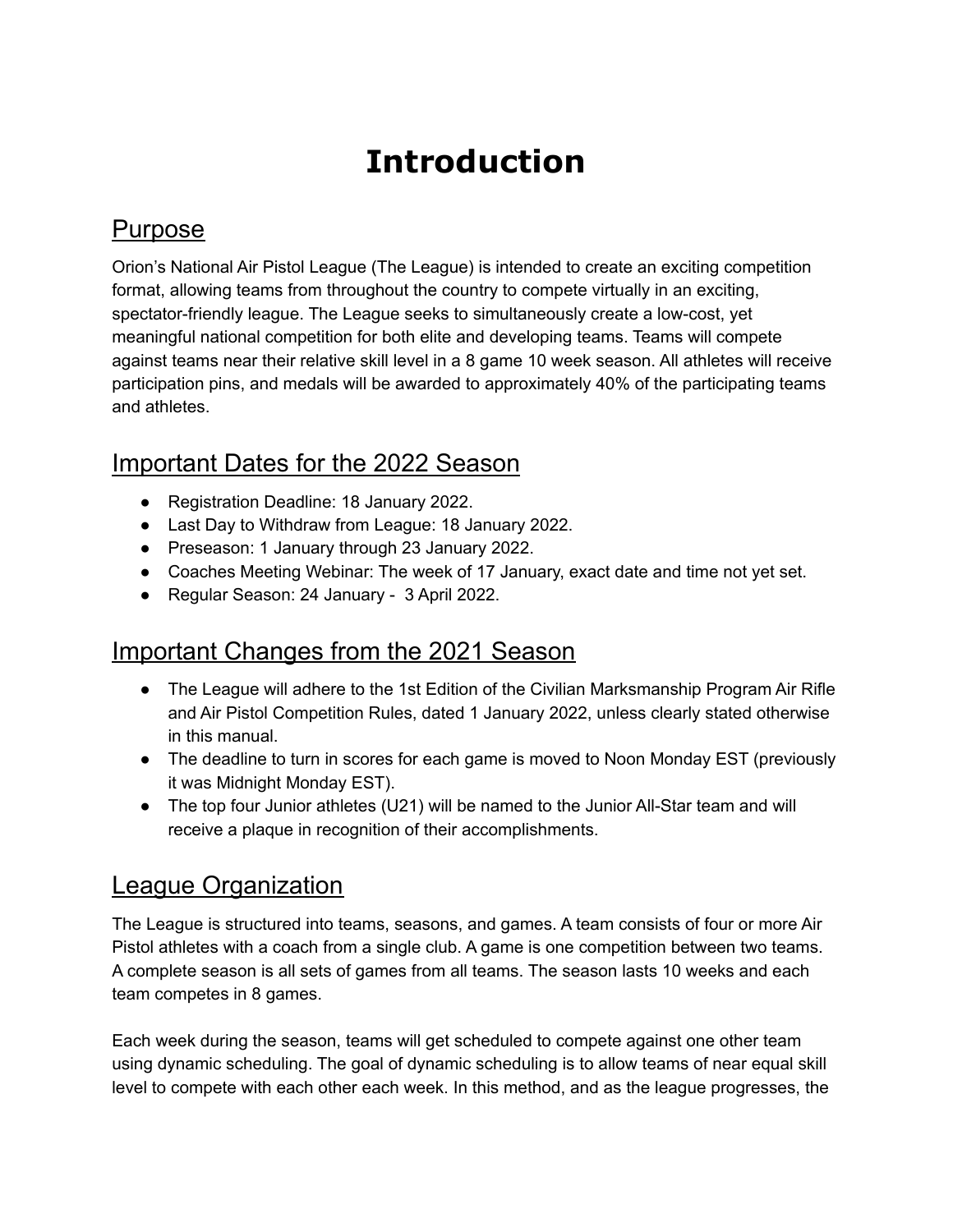# Introduction

## Purpose

Orion's National Air Pistol League (The League) is intended to create an exciting competition format, allowing teams from throughout the country to compete virtually in an exciting, spectator-friendly league. The League seeks to simultaneously create a low-cost, yet meaningful national competition for both elite and developing teams. Teams will compete against teams near their relative skill level in a 8 game 10 week season. All athletes will receive participation pins, and medals will be awarded to approximately 40% of the participating teams and athletes.

## Important Dates for the 2022 Season

- Registration Deadline: 18 January 2022.
- Last Day to Withdraw from League: 18 January 2022.
- Preseason: 1 January through 23 January 2022.
- Coaches Meeting Webinar: The week of 17 January, exact date and time not yet set.
- Regular Season: 24 January - 3 April 2022.

## Important Changes from the 2021 Season

- The League will adhere to the 1st Edition of the Civilian Marksmanship Program Air Rifle and Air Pistol Competition Rules, dated 1 January 2022, unless clearly stated otherwise in this manual.
- The deadline to turn in scores for each game is moved to Noon Monday EST (previously it was Midnight Monday EST).
- The top four Junior athletes (U21) will be named to the Junior All-Star team and will receive a plaque in recognition of their accomplishments.

## League Organization

The League is structured into teams, seasons, and games. A team consists of four or more Air Pistol athletes with a coach from a single club. A game is one competition between two teams. A complete season is all sets of games from all teams. The season lasts 10 weeks and each team competes in 8 games.

Each week during the season, teams will get scheduled to compete against one other team using dynamic scheduling. The goal of dynamic scheduling is to allow teams of near equal skill level to compete with each other each week. In this method, and as the league progresses, the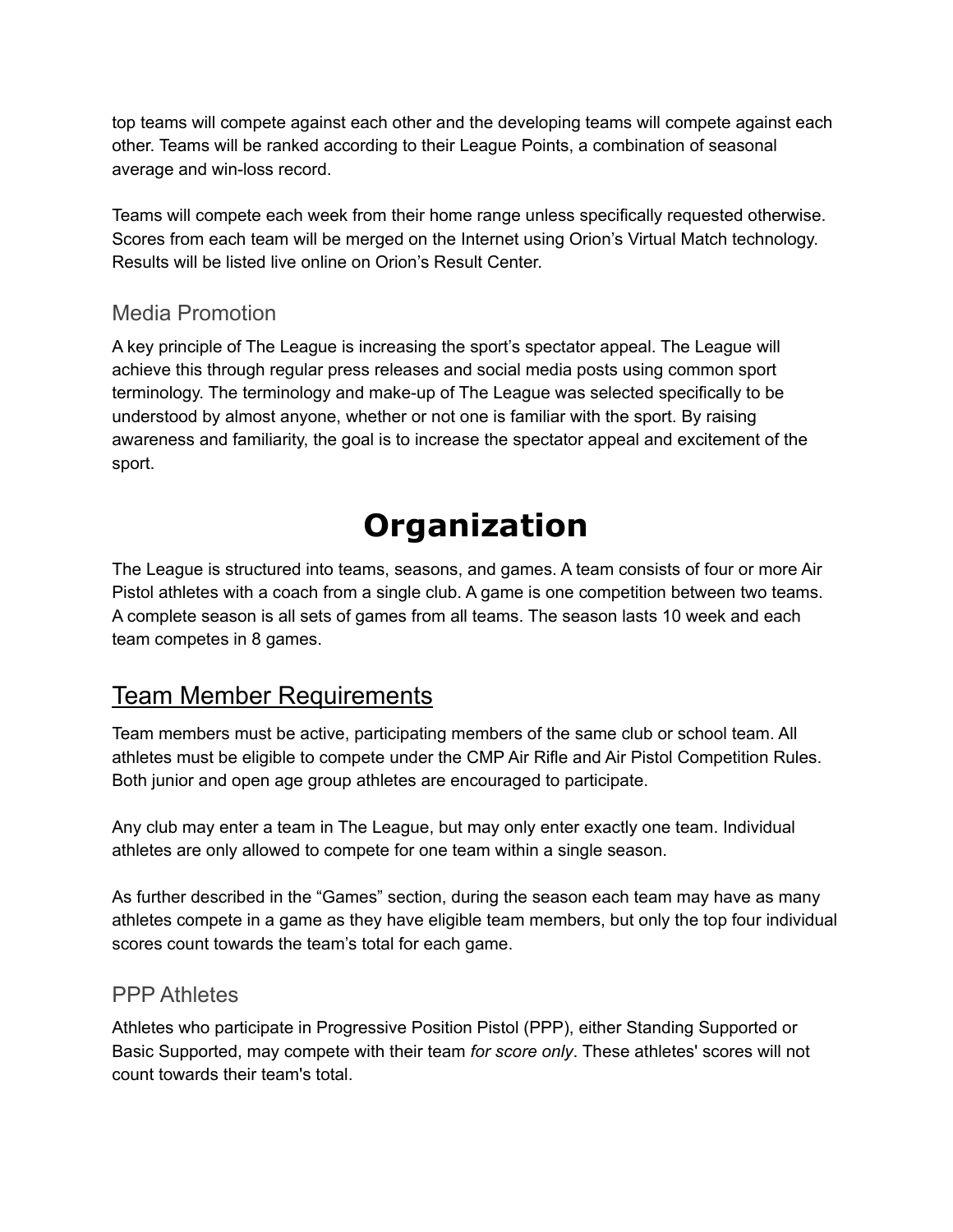top teams will compete against each other and the developing teams will compete against each other. Teams will be ranked according to their League Points, a combination of seasonal average and win-loss record.

Teams will compete each week from their home range unless specifically requested otherwise. Scores from each team will be merged on the Internet using Orion's Virtual Match technology. Results will be listed live online on Orion's Result Center.

### Media Promotion

A key principle of The League is increasing the sport's spectator appeal. The League will achieve this through regular press releases and social media posts using common sport terminology. The terminology and make-up of The League was selected specifically to be understood by almost anyone, whether or not one is familiar with the sport. By raising awareness and familiarity, the goal is to increase the spectator appeal and excitement of the sport.

# Organization

The League is structured into teams, seasons, and games. A team consists of four or more Air Pistol athletes with a coach from a single club. A game is one competition between two teams. A complete season is all sets of games from all teams. The season lasts 10 week and each team competes in 8 games.

## Team Member Requirements

Team members must be active, participating members of the same club or school team. All athletes must be eligible to compete under the CMP Air Rifle and Air Pistol Competition Rules. Both junior and open age group athletes are encouraged to participate.

Any club may enter a team in The League, but may only enter exactly one team. Individual athletes are only allowed to compete for one team within a single season.

As further described in the "Games" section, during the season each team may have as many athletes compete in a game as they have eligible team members, but only the top four individual scores count towards the team's total for each game.

### PPP Athletes

Athletes who participate in Progressive Position Pistol (PPP), either Standing Supported or Basic Supported, may compete with their team *for score only*. These athletes' scores will not count towards their team's total.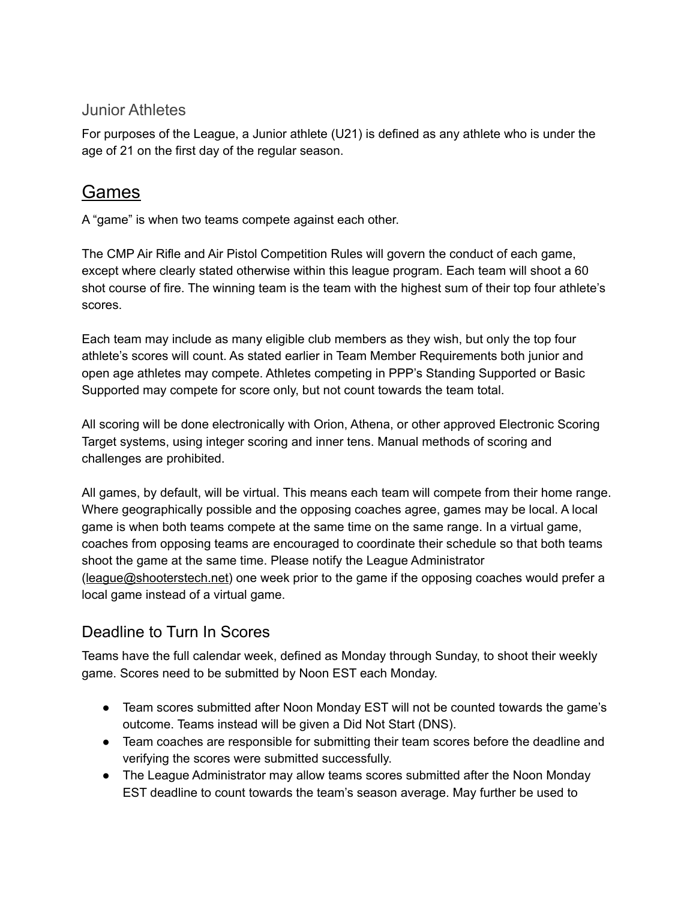### Junior Athletes

For purposes of the League, a Junior athlete (U21) is defined as any athlete who is under the age of 21 on the first day of the regular season.

## Games

A "game" is when two teams compete against each other.

The CMP Air Rifle and Air Pistol Competition Rules will govern the conduct of each game, except where clearly stated otherwise within this league program. Each team will shoot a 60 shot course of fire. The winning team is the team with the highest sum of their top four athlete's scores.

Each team may include as many eligible club members as they wish, but only the top four athlete's scores will count. As stated earlier in Team Member Requirements both junior and open age athletes may compete. Athletes competing in PPP's Standing Supported or Basic Supported may compete for score only, but not count towards the team total.

All scoring will be done electronically with Orion, Athena, or other approved Electronic Scoring Target systems, using integer scoring and inner tens. Manual methods of scoring and challenges are prohibited.

All games, by default, will be virtual. This means each team will compete from their home range. Where geographically possible and the opposing coaches agree, games may be local. A local game is when both teams compete at the same time on the same range. In a virtual game, coaches from opposing teams are encouraged to coordinate their schedule so that both teams shoot the game at the same time. Please notify the League Administrator (league@shooterstech.net) one week prior to the game if the opposing coaches would prefer a local game instead of a virtual game.

### Deadline to Turn In Scores

Teams have the full calendar week, defined as Monday through Sunday, to shoot their weekly game. Scores need to be submitted by Noon EST each Monday.

- Team scores submitted after Noon Monday EST will not be counted towards the game's outcome. Teams instead will be given a Did Not Start (DNS).
- Team coaches are responsible for submitting their team scores before the deadline and verifying the scores were submitted successfully.
- The League Administrator may allow teams scores submitted after the Noon Monday EST deadline to count towards the team's season average. May further be used to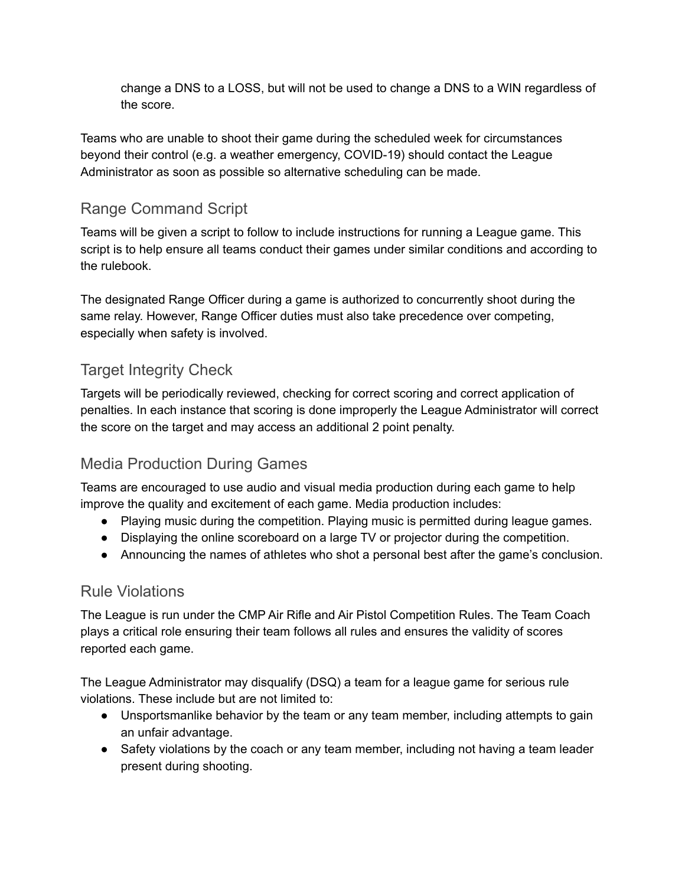change a DNS to a LOSS, but will not be used to change a DNS to a WIN regardless of the score.

Teams who are unable to shoot their game during the scheduled week for circumstances beyond their control (e.g. a weather emergency, COVID-19) should contact the League Administrator as soon as possible so alternative scheduling can be made.

## Range Command Script

Teams will be given a script to follow to include instructions for running a League game. This script is to help ensure all teams conduct their games under similar conditions and according to the rulebook.

The designated Range Officer during a game is authorized to concurrently shoot during the same relay. However, Range Officer duties must also take precedence over competing, especially when safety is involved.

## Target Integrity Check

Targets will be periodically reviewed, checking for correct scoring and correct application of penalties. In each instance that scoring is done improperly the League Administrator will correct the score on the target and may access an additional 2 point penalty.

## Media Production During Games

Teams are encouraged to use audio and visual media production during each game to help improve the quality and excitement of each game. Media production includes:

- Playing music during the competition. Playing music is permitted during league games.
- Displaying the online scoreboard on a large TV or projector during the competition.
- Announcing the names of athletes who shot a personal best after the game's conclusion.

## Rule Violations

The League is run under the CMP Air Rifle and Air Pistol Competition Rules. The Team Coach plays a critical role ensuring their team follows all rules and ensures the validity of scores reported each game.

The League Administrator may disqualify (DSQ) a team for a league game for serious rule violations. These include but are not limited to:

- Unsportsmanlike behavior by the team or any team member, including attempts to gain an unfair advantage.
- Safety violations by the coach or any team member, including not having a team leader present during shooting.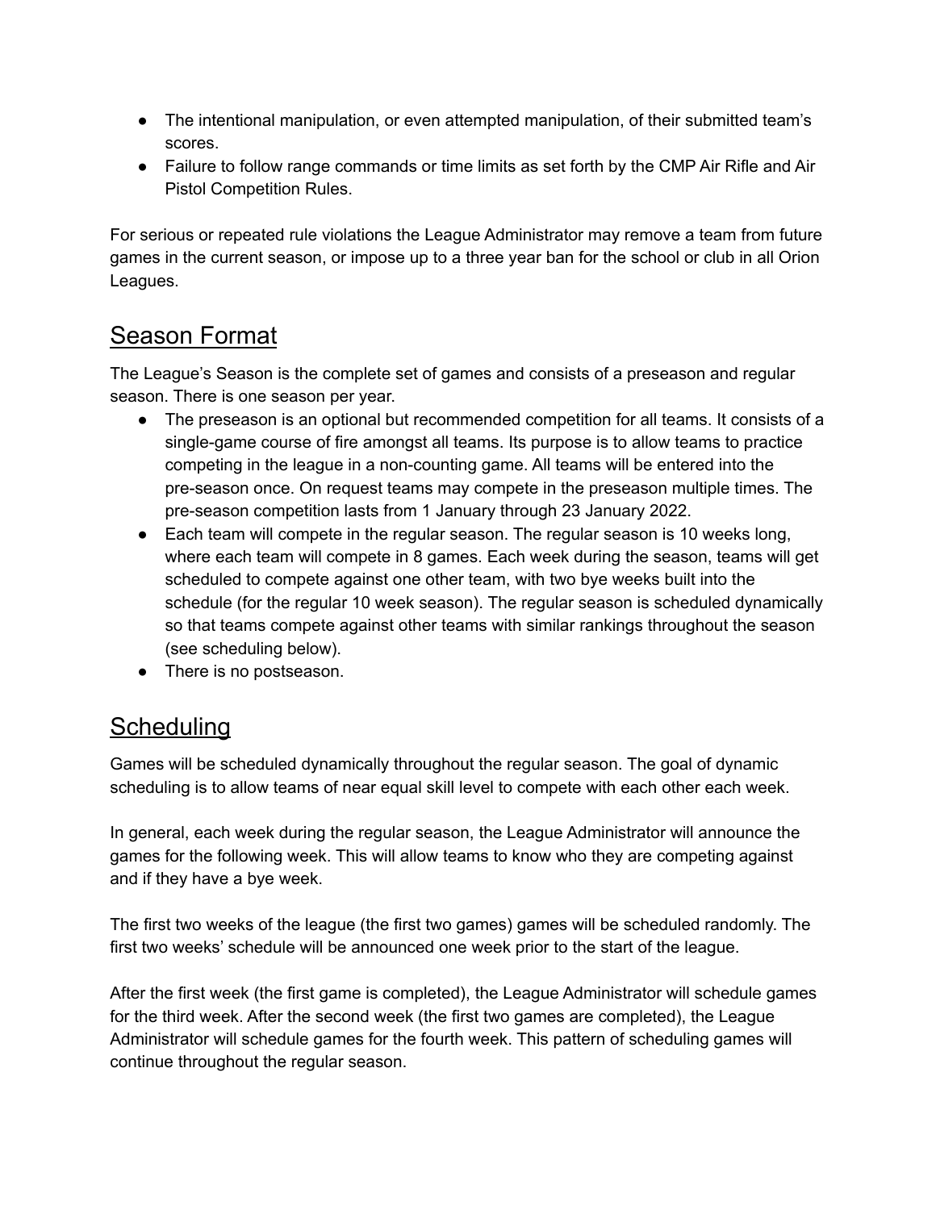- The intentional manipulation, or even attempted manipulation, of their submitted team's scores.
- Failure to follow range commands or time limits as set forth by the CMP Air Rifle and Air Pistol Competition Rules.

For serious or repeated rule violations the League Administrator may remove a team from future games in the current season, or impose up to a three year ban for the school or club in all Orion Leagues.

## Season Format

The League's Season is the complete set of games and consists of a preseason and regular season. There is one season per year.

- The preseason is an optional but recommended competition for all teams. It consists of a single-game course of fire amongst all teams. Its purpose is to allow teams to practice competing in the league in a non-counting game. All teams will be entered into the pre-season once. On request teams may compete in the preseason multiple times. The pre-season competition lasts from 1 January through 23 January 2022.
- Each team will compete in the regular season. The regular season is 10 weeks long, where each team will compete in 8 games. Each week during the season, teams will get scheduled to compete against one other team, with two bye weeks built into the schedule (for the regular 10 week season). The regular season is scheduled dynamically so that teams compete against other teams with similar rankings throughout the season (see scheduling below).
- There is no postseason.

## Scheduling

Games will be scheduled dynamically throughout the regular season. The goal of dynamic scheduling is to allow teams of near equal skill level to compete with each other each week.

In general, each week during the regular season, the League Administrator will announce the games for the following week. This will allow teams to know who they are competing against and if they have a bye week.

The first two weeks of the league (the first two games) games will be scheduled randomly. The first two weeks' schedule will be announced one week prior to the start of the league.

After the first week (the first game is completed), the League Administrator will schedule games for the third week. After the second week (the first two games are completed), the League Administrator will schedule games for the fourth week. This pattern of scheduling games will continue throughout the regular season.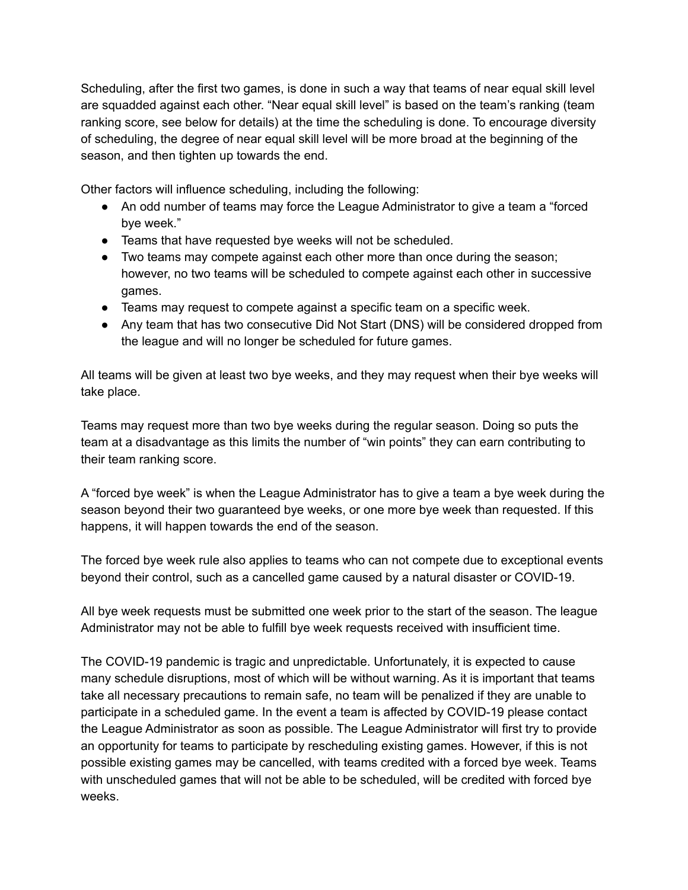Scheduling, after the first two games, is done in such a way that teams of near equal skill level are squadded against each other. "Near equal skill level" is based on the team's ranking (team ranking score, see below for details) at the time the scheduling is done. To encourage diversity of scheduling, the degree of near equal skill level will be more broad at the beginning of the season, and then tighten up towards the end.

Other factors will influence scheduling, including the following:

- An odd number of teams may force the League Administrator to give a team a "forced bye week."
- Teams that have requested bye weeks will not be scheduled.
- Two teams may compete against each other more than once during the season; however, no two teams will be scheduled to compete against each other in successive games.
- Teams may request to compete against a specific team on a specific week.
- Any team that has two consecutive Did Not Start (DNS) will be considered dropped from the league and will no longer be scheduled for future games.

All teams will be given at least two bye weeks, and they may request when their bye weeks will take place.

Teams may request more than two bye weeks during the regular season. Doing so puts the team at a disadvantage as this limits the number of "win points" they can earn contributing to their team ranking score.

A "forced bye week" is when the League Administrator has to give a team a bye week during the season beyond their two guaranteed bye weeks, or one more bye week than requested. If this happens, it will happen towards the end of the season.

The forced bye week rule also applies to teams who can not compete due to exceptional events beyond their control, such as a cancelled game caused by a natural disaster or COVID-19.

All bye week requests must be submitted one week prior to the start of the season. The league Administrator may not be able to fulfill bye week requests received with insufficient time.

The COVID-19 pandemic is tragic and unpredictable. Unfortunately, it is expected to cause many schedule disruptions, most of which will be without warning. As it is important that teams take all necessary precautions to remain safe, no team will be penalized if they are unable to participate in a scheduled game. In the event a team is affected by COVID-19 please contact the League Administrator as soon as possible. The League Administrator will first try to provide an opportunity for teams to participate by rescheduling existing games. However, if this is not possible existing games may be cancelled, with teams credited with a forced bye week. Teams with unscheduled games that will not be able to be scheduled, will be credited with forced bye weeks.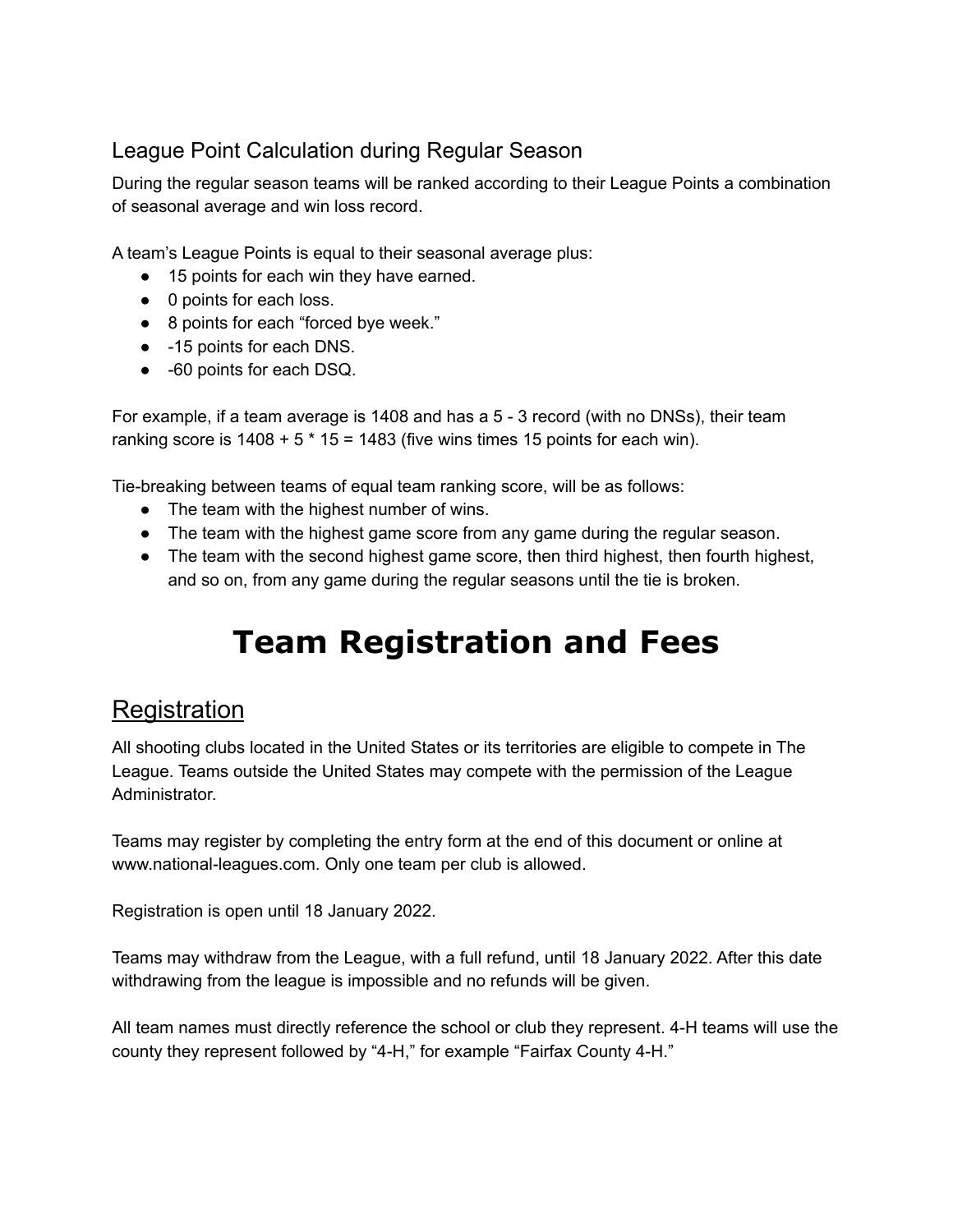### League Point Calculation during Regular Season

During the regular season teams will be ranked according to their League Points a combination of seasonal average and win loss record.

A team's League Points is equal to their seasonal average plus:

- 15 points for each win they have earned.
- 0 points for each loss.
- 8 points for each "forced bye week."
- -15 points for each DNS.
- -60 points for each DSQ.

For example, if a team average is 1408 and has a 5 - 3 record (with no DNSs), their team ranking score is 1408 + 5 * 15 = 1483 (five wins times 15 points for each win).

Tie-breaking between teams of equal team ranking score, will be as follows:

- The team with the highest number of wins.
- The team with the highest game score from any game during the regular season.
- The team with the second highest game score, then third highest, then fourth highest, and so on, from any game during the regular seasons until the tie is broken.

# Team Registration and Fees

## Registration

All shooting clubs located in the United States or its territories are eligible to compete in The League. Teams outside the United States may compete with the permission of the League Administrator.

Teams may register by completing the entry form at the end of this document or online at www.national-leagues.com. Only one team per club is allowed.

Registration is open until 18 January 2022.

Teams may withdraw from the League, with a full refund, until 18 January 2022. After this date withdrawing from the league is impossible and no refunds will be given.

All team names must directly reference the school or club they represent. 4-H teams will use the county they represent followed by "4-H," for example "Fairfax County 4-H."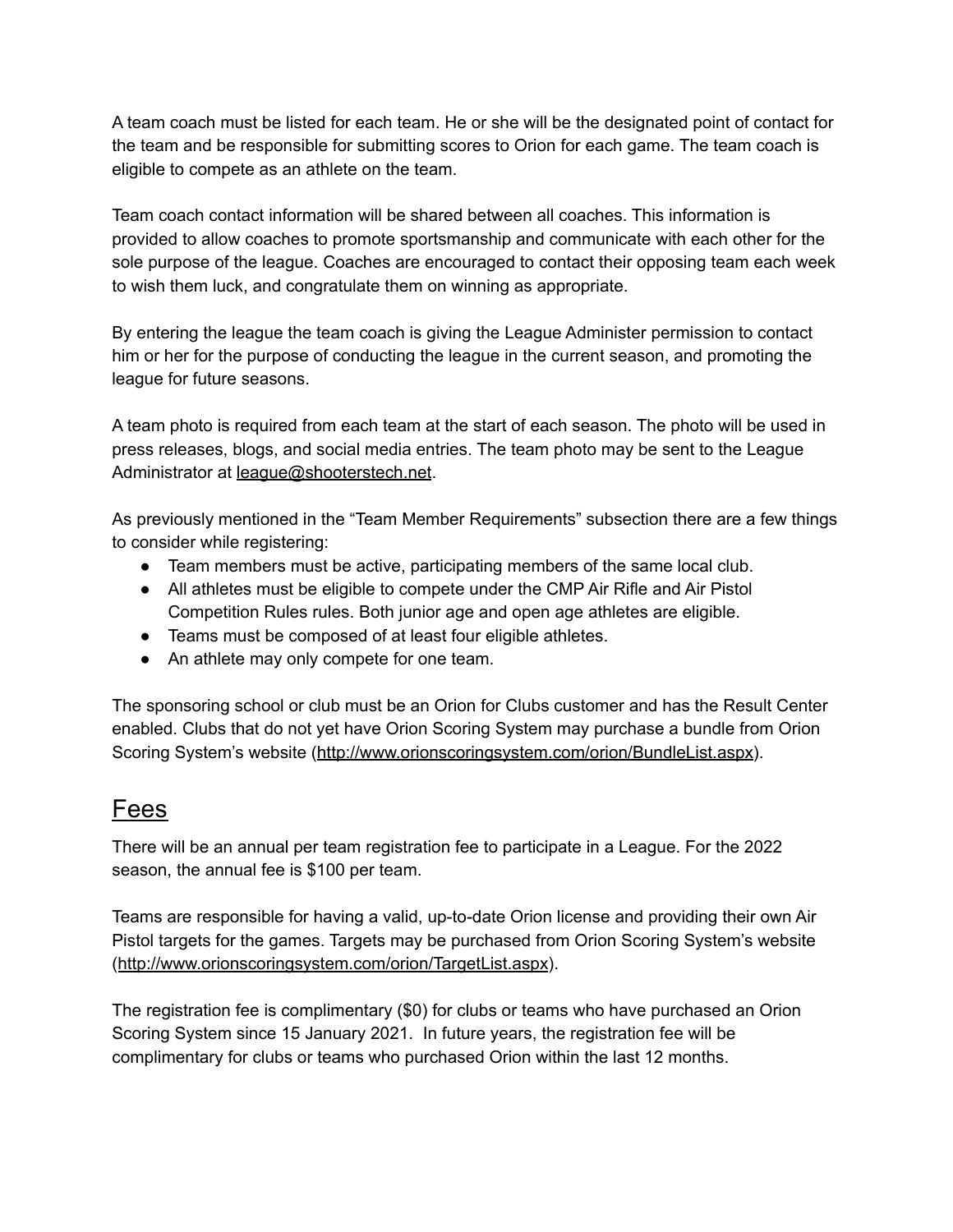A team coach must be listed for each team. He or she will be the designated point of contact for the team and be responsible for submitting scores to Orion for each game. The team coach is eligible to compete as an athlete on the team.

Team coach contact information will be shared between all coaches. This information is provided to allow coaches to promote sportsmanship and communicate with each other for the sole purpose of the league. Coaches are encouraged to contact their opposing team each week to wish them luck, and congratulate them on winning as appropriate.

By entering the league the team coach is giving the League Administer permission to contact him or her for the purpose of conducting the league in the current season, and promoting the league for future seasons.

A team photo is required from each team at the start of each season. The photo will be used in press releases, blogs, and social media entries. The team photo may be sent to the League Administrator at league@shooterstech.net.

As previously mentioned in the "Team Member Requirements" subsection there are a few things to consider while registering:

- Team members must be active, participating members of the same local club.
- All athletes must be eligible to compete under the CMP Air Rifle and Air Pistol Competition Rules rules. Both junior age and open age athletes are eligible.
- Teams must be composed of at least four eligible athletes.
- An athlete may only compete for one team.

The sponsoring school or club must be an Orion for Clubs customer and has the Result Center enabled. Clubs that do not yet have Orion Scoring System may purchase a bundle from Orion Scoring System's website (http://www.orionscoringsystem.com/orion/BundleList.aspx).

## Fees

There will be an annual per team registration fee to participate in a League. For the 2022 season, the annual fee is $100 per team.

Teams are responsible for having a valid, up-to-date Orion license and providing their own Air Pistol targets for the games. Targets may be purchased from Orion Scoring System's website (http://www.orionscoringsystem.com/orion/TargetList.aspx).

The registration fee is complimentary ($0) for clubs or teams who have purchased an Orion Scoring System since 15 January 2021. In future years, the registration fee will be complimentary for clubs or teams who purchased Orion within the last 12 months.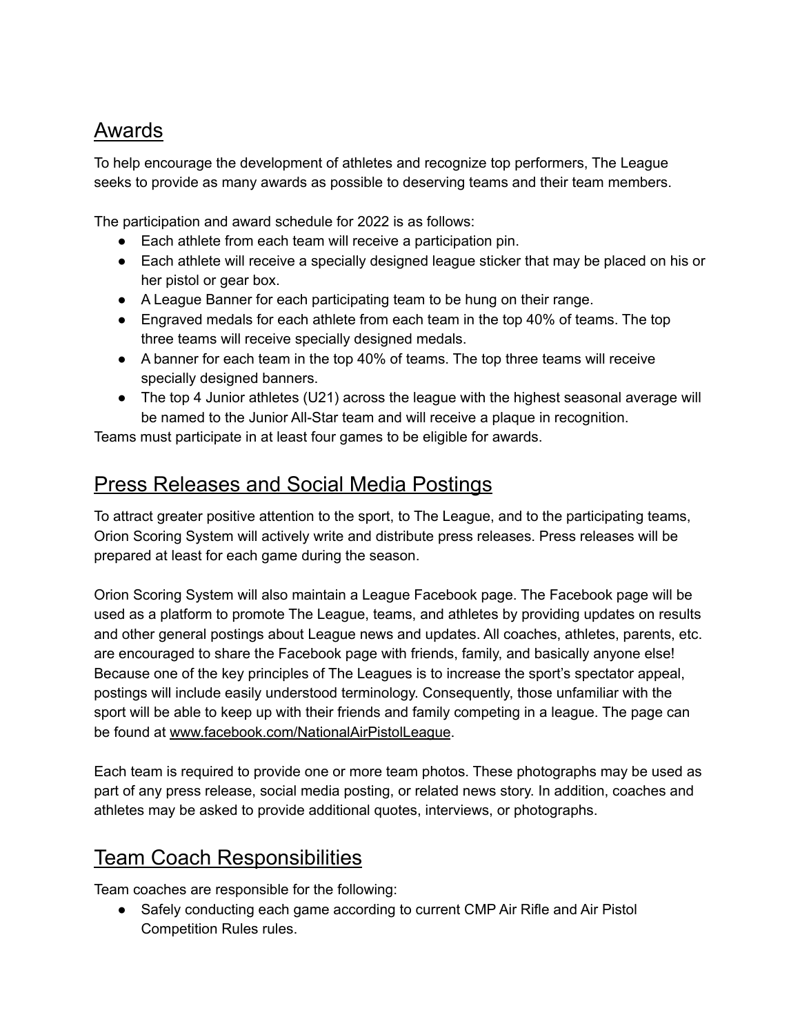## Awards

To help encourage the development of athletes and recognize top performers, The League seeks to provide as many awards as possible to deserving teams and their team members.

The participation and award schedule for 2022 is as follows:

- Each athlete from each team will receive a participation pin.
- Each athlete will receive a specially designed league sticker that may be placed on his or her pistol or gear box.
- A League Banner for each participating team to be hung on their range.
- Engraved medals for each athlete from each team in the top 40% of teams. The top three teams will receive specially designed medals.
- A banner for each team in the top 40% of teams. The top three teams will receive specially designed banners.
- The top 4 Junior athletes (U21) across the league with the highest seasonal average will be named to the Junior All-Star team and will receive a plaque in recognition.

Teams must participate in at least four games to be eligible for awards.

## Press Releases and Social Media Postings

To attract greater positive attention to the sport, to The League, and to the participating teams, Orion Scoring System will actively write and distribute press releases. Press releases will be prepared at least for each game during the season.

Orion Scoring System will also maintain a League Facebook page. The Facebook page will be used as a platform to promote The League, teams, and athletes by providing updates on results and other general postings about League news and updates. All coaches, athletes, parents, etc. are encouraged to share the Facebook page with friends, family, and basically anyone else! Because one of the key principles of The Leagues is to increase the sport's spectator appeal, postings will include easily understood terminology. Consequently, those unfamiliar with the sport will be able to keep up with their friends and family competing in a league. The page can be found at www.facebook.com/NationalAirPistolLeague.

Each team is required to provide one or more team photos. These photographs may be used as part of any press release, social media posting, or related news story. In addition, coaches and athletes may be asked to provide additional quotes, interviews, or photographs.

## Team Coach Responsibilities

Team coaches are responsible for the following:

- Safely conducting each game according to current CMP Air Rifle and Air Pistol Competition Rules rules.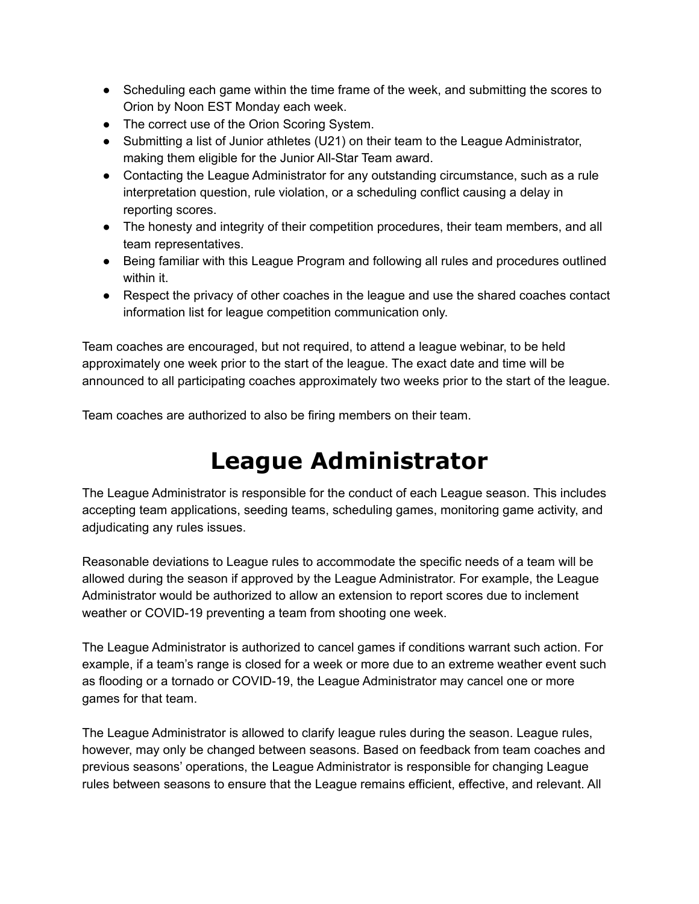- Scheduling each game within the time frame of the week, and submitting the scores to Orion by Noon EST Monday each week.
- The correct use of the Orion Scoring System.
- Submitting a list of Junior athletes (U21) on their team to the League Administrator, making them eligible for the Junior All-Star Team award.
- Contacting the League Administrator for any outstanding circumstance, such as a rule interpretation question, rule violation, or a scheduling conflict causing a delay in reporting scores.
- The honesty and integrity of their competition procedures, their team members, and all team representatives.
- Being familiar with this League Program and following all rules and procedures outlined within it.
- Respect the privacy of other coaches in the league and use the shared coaches contact information list for league competition communication only.

Team coaches are encouraged, but not required, to attend a league webinar, to be held approximately one week prior to the start of the league. The exact date and time will be announced to all participating coaches approximately two weeks prior to the start of the league.

Team coaches are authorized to also be firing members on their team.

# League Administrator

The League Administrator is responsible for the conduct of each League season. This includes accepting team applications, seeding teams, scheduling games, monitoring game activity, and adjudicating any rules issues.

Reasonable deviations to League rules to accommodate the specific needs of a team will be allowed during the season if approved by the League Administrator. For example, the League Administrator would be authorized to allow an extension to report scores due to inclement weather or COVID-19 preventing a team from shooting one week.

The League Administrator is authorized to cancel games if conditions warrant such action. For example, if a team's range is closed for a week or more due to an extreme weather event such as flooding or a tornado or COVID-19, the League Administrator may cancel one or more games for that team.

The League Administrator is allowed to clarify league rules during the season. League rules, however, may only be changed between seasons. Based on feedback from team coaches and previous seasons' operations, the League Administrator is responsible for changing League rules between seasons to ensure that the League remains efficient, effective, and relevant. All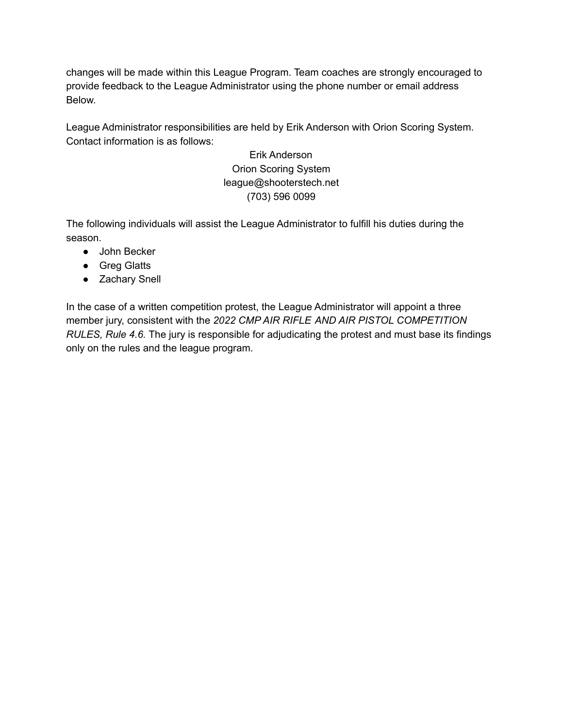changes will be made within this League Program. Team coaches are strongly encouraged to provide feedback to the League Administrator using the phone number or email address Below.

League Administrator responsibilities are held by Erik Anderson with Orion Scoring System. Contact information is as follows:

Erik Anderson
Orion Scoring System
league@shooterstech.net
(703) 596 0099

The following individuals will assist the League Administrator to fulfill his duties during the season.

- John Becker
- Greg Glatts
- Zachary Snell

In the case of a written competition protest, the League Administrator will appoint a three member jury, consistent with the *2022 CMP AIR RIFLE AND AIR PISTOL COMPETITION RULES, Rule 4.6.* The jury is responsible for adjudicating the protest and must base its findings only on the rules and the league program.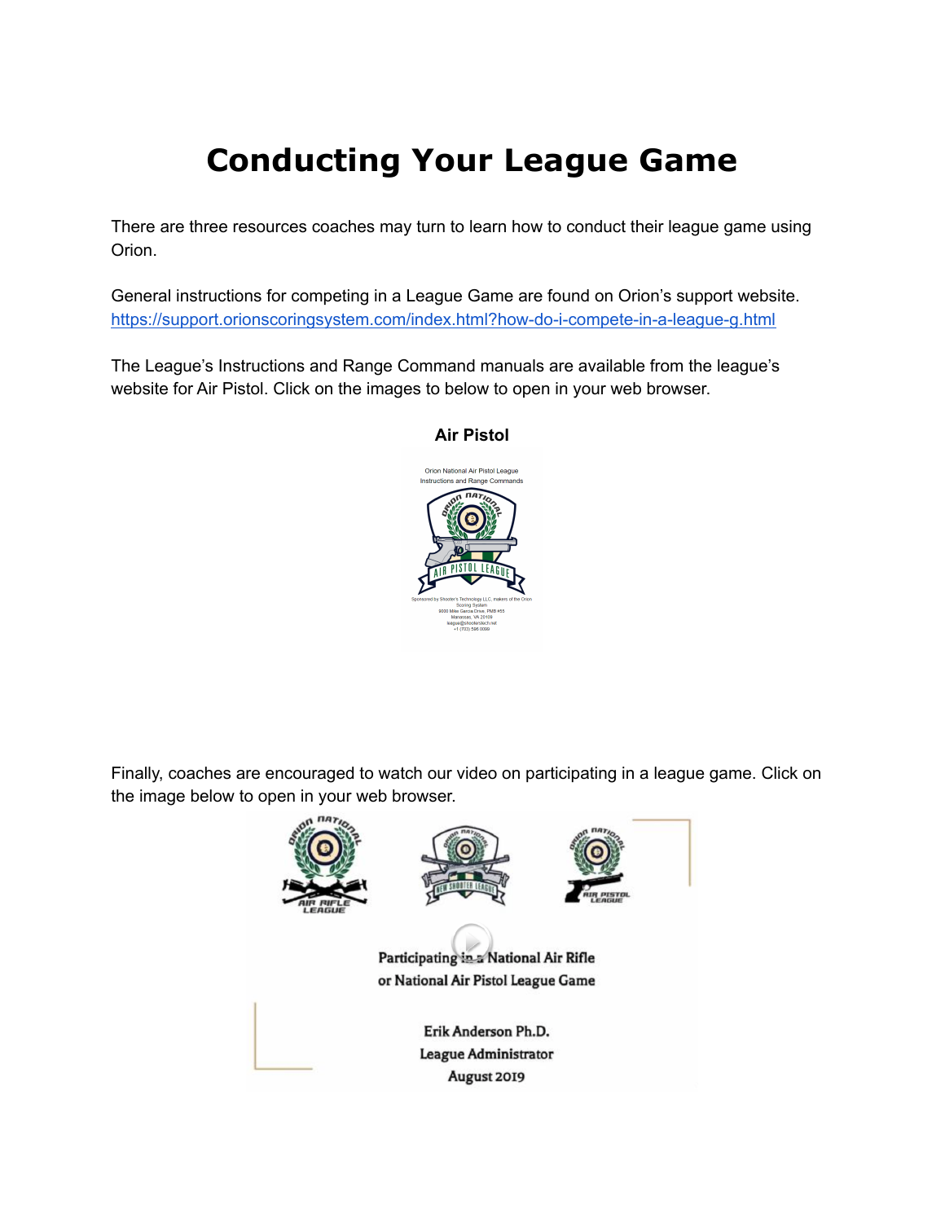# Conducting Your League Game

There are three resources coaches may turn to learn how to conduct their league game using Orion.

General instructions for competing in a League Game are found on Orion's support website. https://support.orionscoringsystem.com/index.html?how-do-i-compete-in-a-league-g.html

The League's Instructions and Range Command manuals are available from the league's website for Air Pistol. Click on the images to below to open in your web browser.

**Air Pistol**

Finally, coaches are encouraged to watch our video on participating in a league game. Click on the image below to open in your web browser.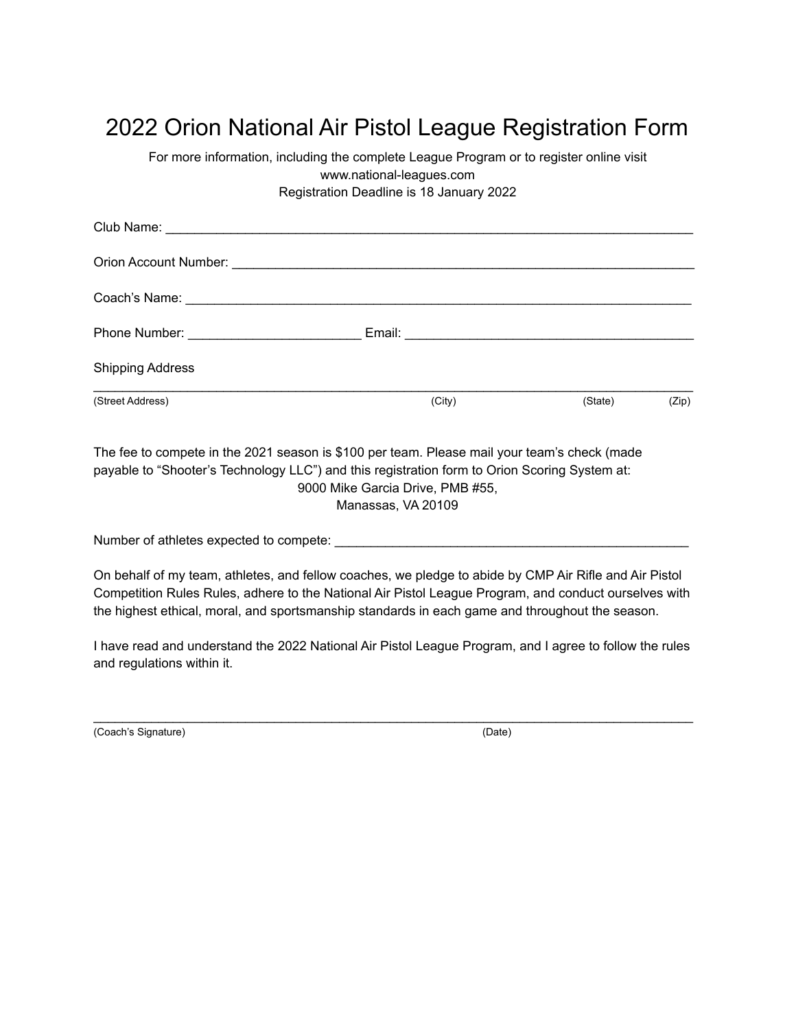# 2022 Orion National Air Pistol League Registration Form

For more information, including the complete League Program or to register online visit
www.national-leagues.com
Registration Deadline is 18 January 2022

Club Name: ___________________________________________________________________________

Orion Account Number: _________________________________________________________________

Coach's Name: ________________________________________________________________________

Phone Number: _______________________ Email: _____________________________________

Shipping Address

______________________________________________________________________________________
(Street Address) (City) (State) (Zip)

The fee to compete in the 2021 season is $100 per team. Please mail your team's check (made payable to "Shooter's Technology LLC") and this registration form to Orion Scoring System at:
9000 Mike Garcia Drive, PMB #55,
Manassas, VA 20109

Number of athletes expected to compete: ______________________________________________

On behalf of my team, athletes, and fellow coaches, we pledge to abide by CMP Air Rifle and Air Pistol Competition Rules Rules, adhere to the National Air Pistol League Program, and conduct ourselves with the highest ethical, moral, and sportsmanship standards in each game and throughout the season.

I have read and understand the 2022 National Air Pistol League Program, and I agree to follow the rules and regulations within it.

______________________________________________________________________________________
(Coach's Signature) (Date)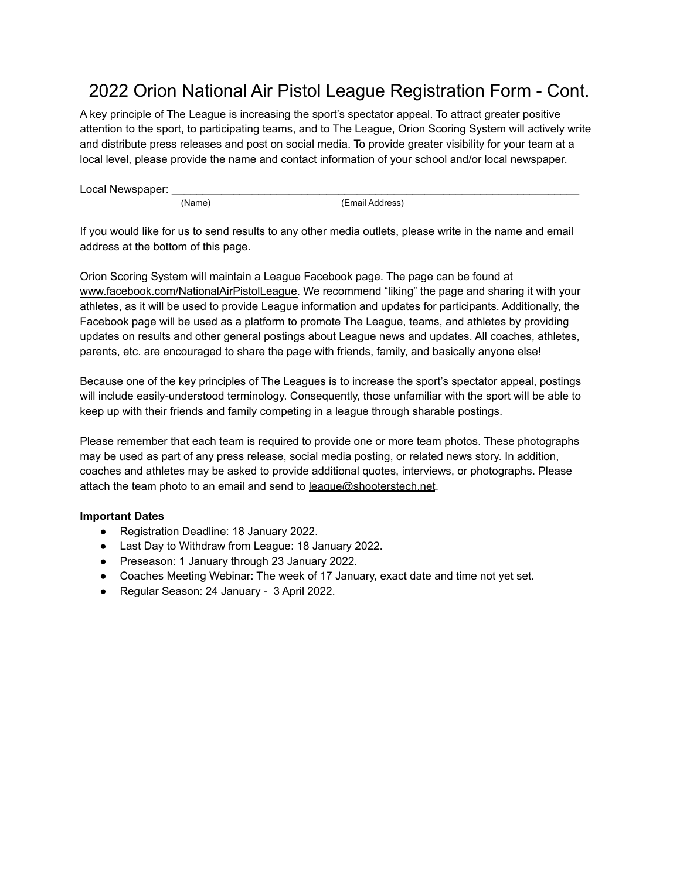# 2022 Orion National Air Pistol League Registration Form - Cont.

A key principle of The League is increasing the sport's spectator appeal. To attract greater positive attention to the sport, to participating teams, and to The League, Orion Scoring System will actively write and distribute press releases and post on social media. To provide greater visibility for your team at a local level, please provide the name and contact information of your school and/or local newspaper.

Local Newspaper: ____________________________________________________________________

(Name) (Email Address)

If you would like for us to send results to any other media outlets, please write in the name and email address at the bottom of this page.

Orion Scoring System will maintain a League Facebook page. The page can be found at www.facebook.com/NationalAirPistolLeague. We recommend "liking" the page and sharing it with your athletes, as it will be used to provide League information and updates for participants. Additionally, the Facebook page will be used as a platform to promote The League, teams, and athletes by providing updates on results and other general postings about League news and updates. All coaches, athletes, parents, etc. are encouraged to share the page with friends, family, and basically anyone else!

Because one of the key principles of The Leagues is to increase the sport's spectator appeal, postings will include easily-understood terminology. Consequently, those unfamiliar with the sport will be able to keep up with their friends and family competing in a league through sharable postings.

Please remember that each team is required to provide one or more team photos. These photographs may be used as part of any press release, social media posting, or related news story. In addition, coaches and athletes may be asked to provide additional quotes, interviews, or photographs. Please attach the team photo to an email and send to league@shooterstech.net.

**Important Dates**

- Registration Deadline: 18 January 2022.
- Last Day to Withdraw from League: 18 January 2022.
- Preseason: 1 January through 23 January 2022.
- Coaches Meeting Webinar: The week of 17 January, exact date and time not yet set.
- Regular Season: 24 January - 3 April 2022.